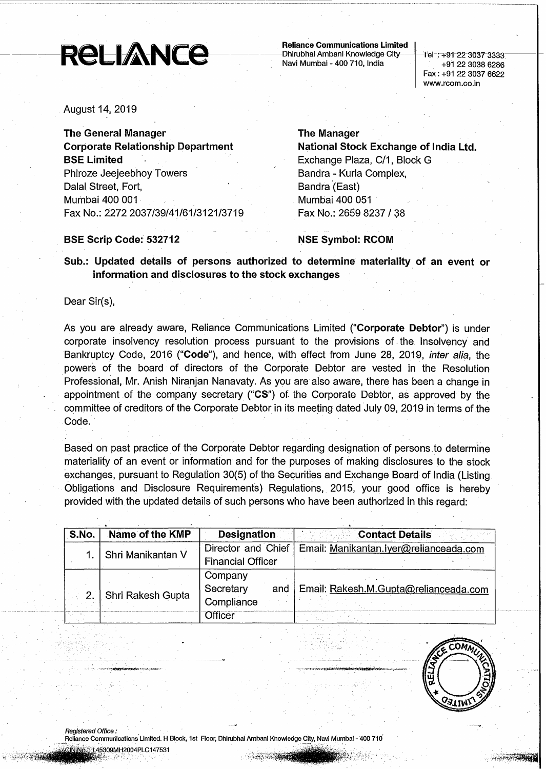**RELIANCE**

**Reliance Communications Limited**
Dhirubhai Ambani Knowledge City
Navi Mumbai - 400 710, India

Tel : +91 22 3037 3333
+91 22 3038 6286
Fax : +91 22 3037 6622
www.rcom.co.in

August 14, 2019

**The General Manager**
**Corporate Relationship Department**
**BSE Limited**
Phiroze Jeejeebhoy Towers
Dalal Street, Fort,
Mumbai 400 001
Fax No.: 2272 2037/39/41/61/3121/3719

**The Manager**
**National Stock Exchange of India Ltd.**
Exchange Plaza, C/1, Block G
Bandra - Kurla Complex,
Bandra (East)
Mumbai 400 051
Fax No.: 2659 8237 / 38

**BSE Scrip Code: 532712**

**NSE Symbol: RCOM**

**Sub.: Updated details of persons authorized to determine materiality of an event or information and disclosures to the stock exchanges**

Dear Sir(s),

As you are already aware, Reliance Communications Limited ("**Corporate Debtor**") is under corporate insolvency resolution process pursuant to the provisions of the Insolvency and Bankruptcy Code, 2016 ("**Code**"), and hence, with effect from June 28, 2019, *inter alia*, the powers of the board of directors of the Corporate Debtor are vested in the Resolution Professional, Mr. Anish Niranjan Nanavaty. As you are also aware, there has been a change in appointment of the company secretary ("**CS**") of the Corporate Debtor, as approved by the committee of creditors of the Corporate Debtor in its meeting dated July 09, 2019 in terms of the Code.

Based on past practice of the Corporate Debtor regarding designation of persons to determine materiality of an event or information and for the purposes of making disclosures to the stock exchanges, pursuant to Regulation 30(5) of the Securities and Exchange Board of India (Listing Obligations and Disclosure Requirements) Regulations, 2015, your good office is hereby provided with the updated details of such persons who have been authorized in this regard:

| S.No. | Name of the KMP | Designation | Contact Details |
|---|---|---|---|
| 1. | Shri Manikantan V | Director and Chief Financial Officer | Email: Manikantan.Iyer@relianceada.com |
| 2. | Shri Rakesh Gupta | Company Secretary and Compliance Officer | Email: Rakesh.M.Gupta@relianceada.com |

*Registered Office :*
Reliance Communications Limited. H Block, 1st Floor, Dhirubhai Ambani Knowledge City, Navi Mumbai - 400 710
CIN No.: L45309MH2004PLC147531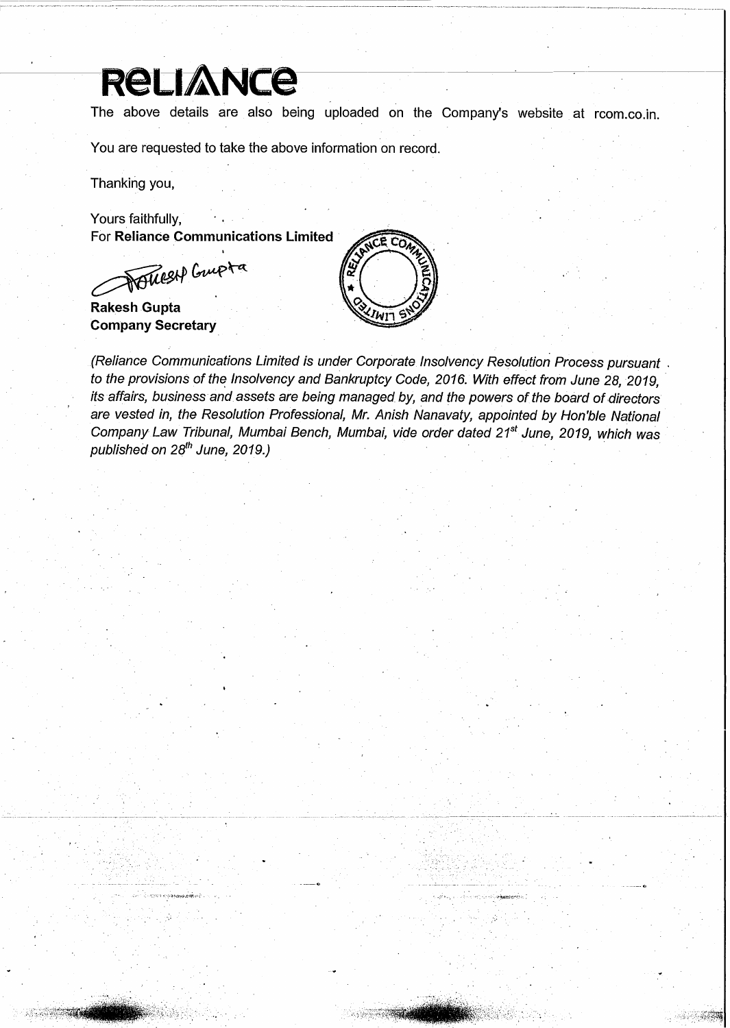The above details are also being uploaded on the Company's website at rcom.co.in.

You are requested to take the above information on record.

Thanking you,

Yours faithfully,
For **Reliance Communications Limited**

**Rakesh Gupta**
**Company Secretary**

*(Reliance Communications Limited is under Corporate Insolvency Resolution Process pursuant to the provisions of the Insolvency and Bankruptcy Code, 2016. With effect from June 28, 2019, its affairs, business and assets are being managed by, and the powers of the board of directors are vested in, the Resolution Professional, Mr. Anish Nanavaty, appointed by Hon'ble National Company Law Tribunal, Mumbai Bench, Mumbai, vide order dated 21st June, 2019, which was published on 28th June, 2019.)*